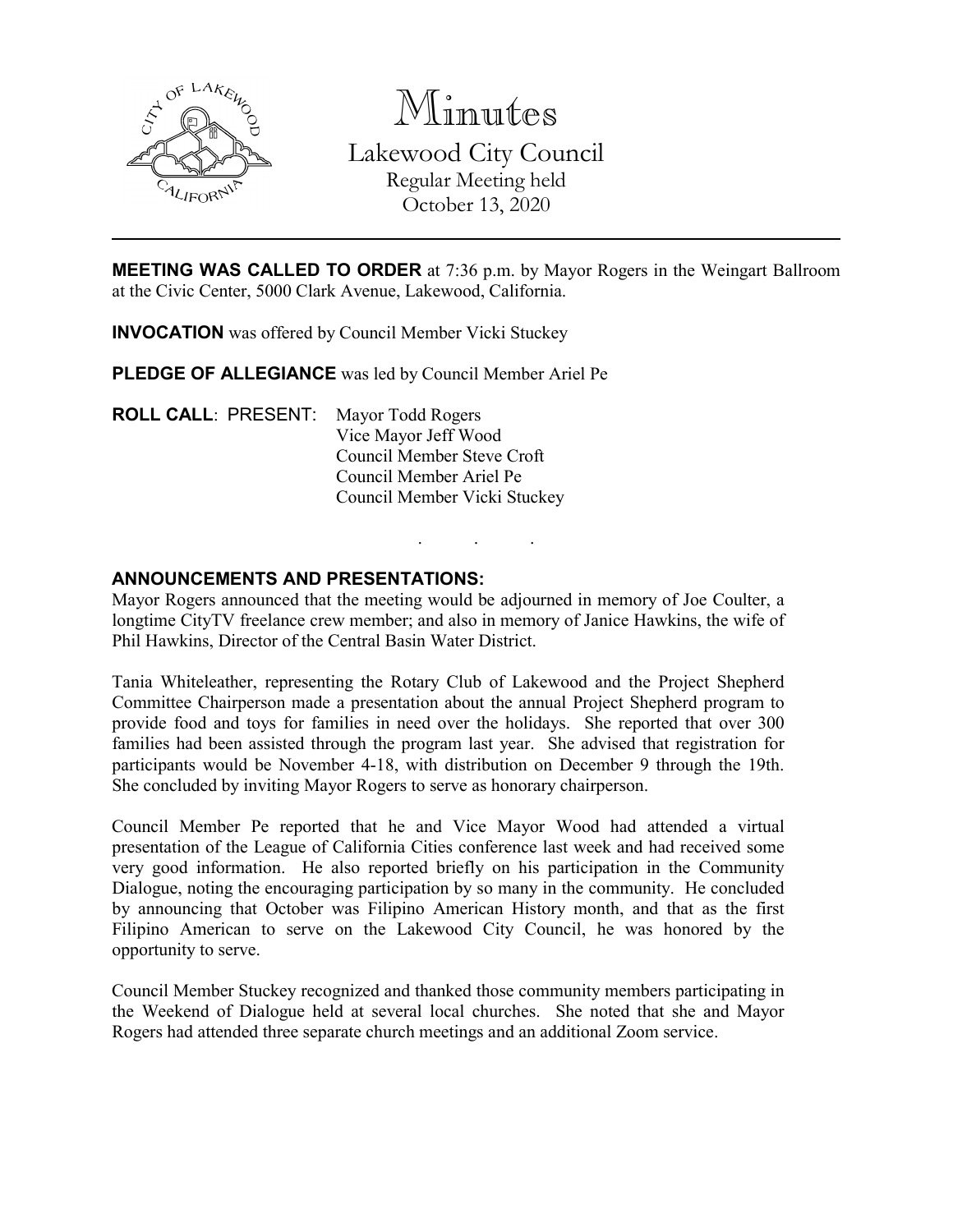# Minutes

## Lakewood City Council

Regular Meeting held
October 13, 2020

---

**MEETING WAS CALLED TO ORDER** at 7:36 p.m. by Mayor Rogers in the Weingart Ballroom at the Civic Center, 5000 Clark Avenue, Lakewood, California.

**INVOCATION** was offered by Council Member Vicki Stuckey

**PLEDGE OF ALLEGIANCE** was led by Council Member Ariel Pe

**ROLL CALL**: PRESENT: Mayor Todd Rogers
Vice Mayor Jeff Wood
Council Member Steve Croft
Council Member Ariel Pe
Council Member Vicki Stuckey

. . .

**ANNOUNCEMENTS AND PRESENTATIONS:**

Mayor Rogers announced that the meeting would be adjourned in memory of Joe Coulter, a longtime CityTV freelance crew member; and also in memory of Janice Hawkins, the wife of Phil Hawkins, Director of the Central Basin Water District.

Tania Whiteleather, representing the Rotary Club of Lakewood and the Project Shepherd Committee Chairperson made a presentation about the annual Project Shepherd program to provide food and toys for families in need over the holidays. She reported that over 300 families had been assisted through the program last year. She advised that registration for participants would be November 4-18, with distribution on December 9 through the 19th. She concluded by inviting Mayor Rogers to serve as honorary chairperson.

Council Member Pe reported that he and Vice Mayor Wood had attended a virtual presentation of the League of California Cities conference last week and had received some very good information. He also reported briefly on his participation in the Community Dialogue, noting the encouraging participation by so many in the community. He concluded by announcing that October was Filipino American History month, and that as the first Filipino American to serve on the Lakewood City Council, he was honored by the opportunity to serve.

Council Member Stuckey recognized and thanked those community members participating in the Weekend of Dialogue held at several local churches. She noted that she and Mayor Rogers had attended three separate church meetings and an additional Zoom service.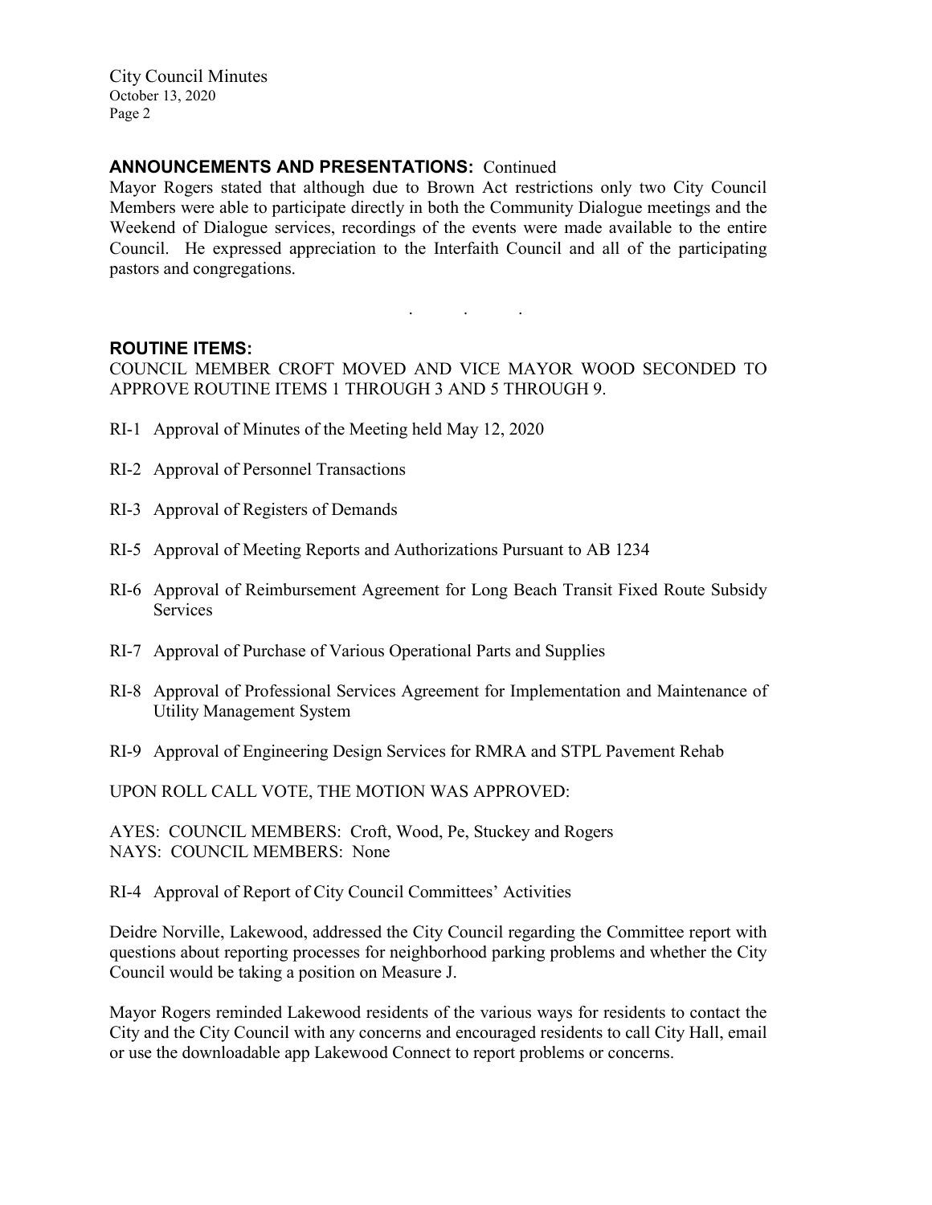**ANNOUNCEMENTS AND PRESENTATIONS:** Continued

Mayor Rogers stated that although due to Brown Act restrictions only two City Council Members were able to participate directly in both the Community Dialogue meetings and the Weekend of Dialogue services, recordings of the events were made available to the entire Council. He expressed appreciation to the Interfaith Council and all of the participating pastors and congregations.

. . .

**ROUTINE ITEMS:**

COUNCIL MEMBER CROFT MOVED AND VICE MAYOR WOOD SECONDED TO APPROVE ROUTINE ITEMS 1 THROUGH 3 AND 5 THROUGH 9.

RI-1 Approval of Minutes of the Meeting held May 12, 2020

RI-2 Approval of Personnel Transactions

RI-3 Approval of Registers of Demands

RI-5 Approval of Meeting Reports and Authorizations Pursuant to AB 1234

RI-6 Approval of Reimbursement Agreement for Long Beach Transit Fixed Route Subsidy Services

RI-7 Approval of Purchase of Various Operational Parts and Supplies

RI-8 Approval of Professional Services Agreement for Implementation and Maintenance of Utility Management System

RI-9 Approval of Engineering Design Services for RMRA and STPL Pavement Rehab

UPON ROLL CALL VOTE, THE MOTION WAS APPROVED:

AYES: COUNCIL MEMBERS: Croft, Wood, Pe, Stuckey and Rogers
NAYS: COUNCIL MEMBERS: None

RI-4 Approval of Report of City Council Committees' Activities

Deidre Norville, Lakewood, addressed the City Council regarding the Committee report with questions about reporting processes for neighborhood parking problems and whether the City Council would be taking a position on Measure J.

Mayor Rogers reminded Lakewood residents of the various ways for residents to contact the City and the City Council with any concerns and encouraged residents to call City Hall, email or use the downloadable app Lakewood Connect to report problems or concerns.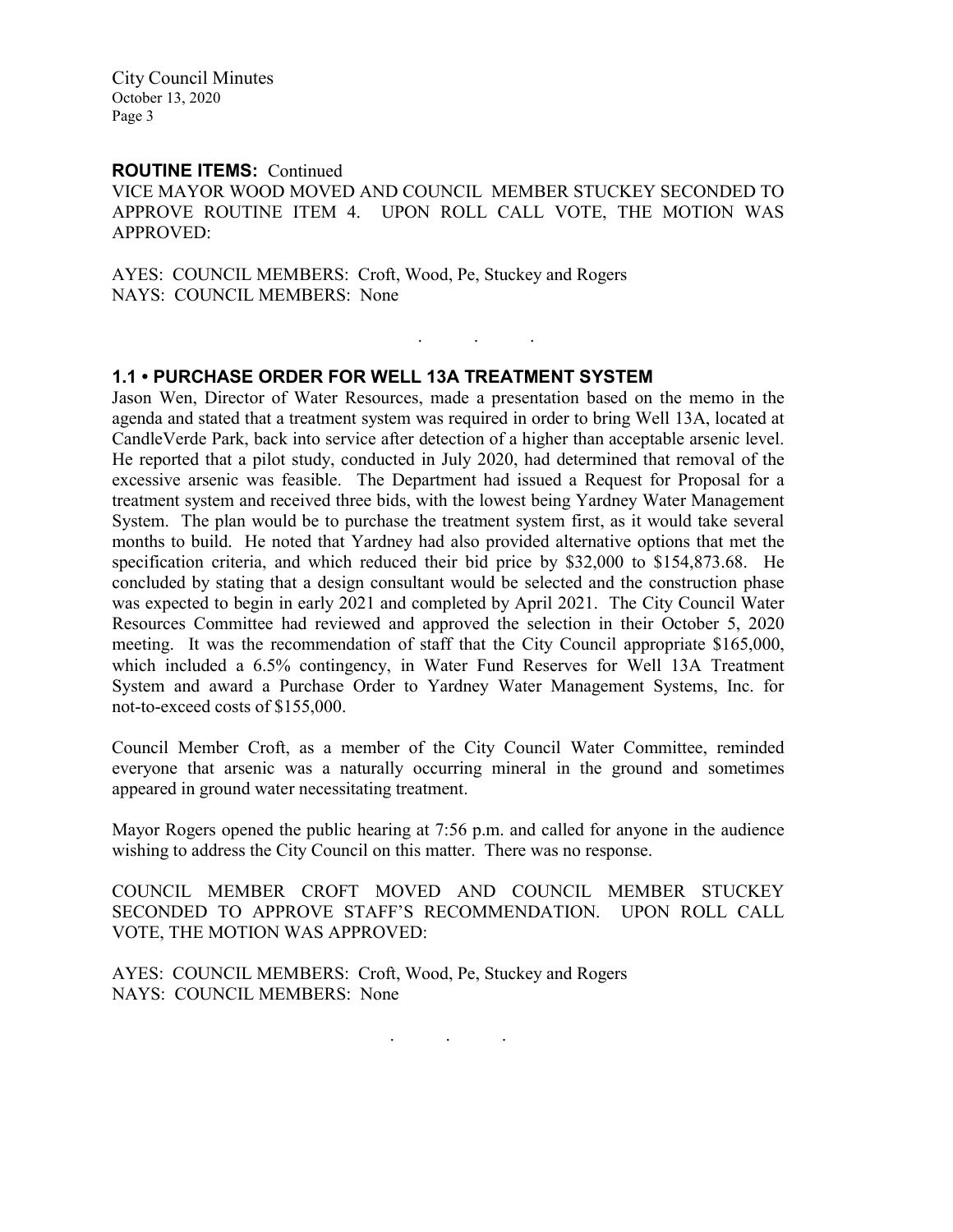**ROUTINE ITEMS:** Continued

VICE MAYOR WOOD MOVED AND COUNCIL MEMBER STUCKEY SECONDED TO APPROVE ROUTINE ITEM 4. UPON ROLL CALL VOTE, THE MOTION WAS APPROVED:

AYES: COUNCIL MEMBERS: Croft, Wood, Pe, Stuckey and Rogers
NAYS: COUNCIL MEMBERS: None

. . .

### 1.1 • PURCHASE ORDER FOR WELL 13A TREATMENT SYSTEM

Jason Wen, Director of Water Resources, made a presentation based on the memo in the agenda and stated that a treatment system was required in order to bring Well 13A, located at CandleVerde Park, back into service after detection of a higher than acceptable arsenic level. He reported that a pilot study, conducted in July 2020, had determined that removal of the excessive arsenic was feasible. The Department had issued a Request for Proposal for a treatment system and received three bids, with the lowest being Yardney Water Management System. The plan would be to purchase the treatment system first, as it would take several months to build. He noted that Yardney had also provided alternative options that met the specification criteria, and which reduced their bid price by $32,000 to $154,873.68. He concluded by stating that a design consultant would be selected and the construction phase was expected to begin in early 2021 and completed by April 2021. The City Council Water Resources Committee had reviewed and approved the selection in their October 5, 2020 meeting. It was the recommendation of staff that the City Council appropriate $165,000, which included a 6.5% contingency, in Water Fund Reserves for Well 13A Treatment System and award a Purchase Order to Yardney Water Management Systems, Inc. for not-to-exceed costs of $155,000.

Council Member Croft, as a member of the City Council Water Committee, reminded everyone that arsenic was a naturally occurring mineral in the ground and sometimes appeared in ground water necessitating treatment.

Mayor Rogers opened the public hearing at 7:56 p.m. and called for anyone in the audience wishing to address the City Council on this matter. There was no response.

COUNCIL MEMBER CROFT MOVED AND COUNCIL MEMBER STUCKEY SECONDED TO APPROVE STAFF'S RECOMMENDATION. UPON ROLL CALL VOTE, THE MOTION WAS APPROVED:

AYES: COUNCIL MEMBERS: Croft, Wood, Pe, Stuckey and Rogers
NAYS: COUNCIL MEMBERS: None

. . .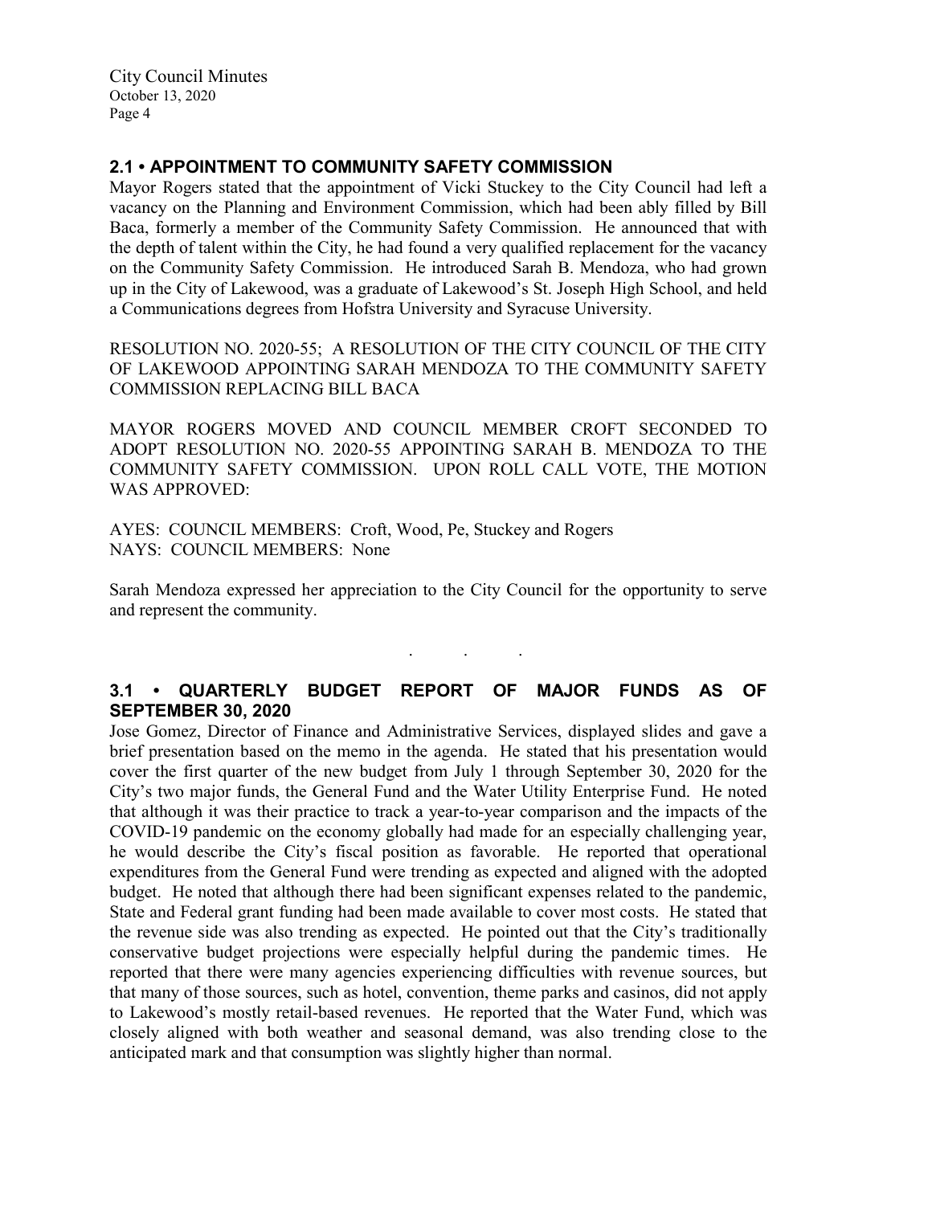## 2.1 • APPOINTMENT TO COMMUNITY SAFETY COMMISSION

Mayor Rogers stated that the appointment of Vicki Stuckey to the City Council had left a vacancy on the Planning and Environment Commission, which had been ably filled by Bill Baca, formerly a member of the Community Safety Commission. He announced that with the depth of talent within the City, he had found a very qualified replacement for the vacancy on the Community Safety Commission. He introduced Sarah B. Mendoza, who had grown up in the City of Lakewood, was a graduate of Lakewood's St. Joseph High School, and held a Communications degrees from Hofstra University and Syracuse University.

RESOLUTION NO. 2020-55; A RESOLUTION OF THE CITY COUNCIL OF THE CITY OF LAKEWOOD APPOINTING SARAH MENDOZA TO THE COMMUNITY SAFETY COMMISSION REPLACING BILL BACA

MAYOR ROGERS MOVED AND COUNCIL MEMBER CROFT SECONDED TO ADOPT RESOLUTION NO. 2020-55 APPOINTING SARAH B. MENDOZA TO THE COMMUNITY SAFETY COMMISSION. UPON ROLL CALL VOTE, THE MOTION WAS APPROVED:

AYES: COUNCIL MEMBERS: Croft, Wood, Pe, Stuckey and Rogers
NAYS: COUNCIL MEMBERS: None

Sarah Mendoza expressed her appreciation to the City Council for the opportunity to serve and represent the community.

. . .

## 3.1 • QUARTERLY BUDGET REPORT OF MAJOR FUNDS AS OF SEPTEMBER 30, 2020

Jose Gomez, Director of Finance and Administrative Services, displayed slides and gave a brief presentation based on the memo in the agenda. He stated that his presentation would cover the first quarter of the new budget from July 1 through September 30, 2020 for the City's two major funds, the General Fund and the Water Utility Enterprise Fund. He noted that although it was their practice to track a year-to-year comparison and the impacts of the COVID-19 pandemic on the economy globally had made for an especially challenging year, he would describe the City's fiscal position as favorable. He reported that operational expenditures from the General Fund were trending as expected and aligned with the adopted budget. He noted that although there had been significant expenses related to the pandemic, State and Federal grant funding had been made available to cover most costs. He stated that the revenue side was also trending as expected. He pointed out that the City's traditionally conservative budget projections were especially helpful during the pandemic times. He reported that there were many agencies experiencing difficulties with revenue sources, but that many of those sources, such as hotel, convention, theme parks and casinos, did not apply to Lakewood's mostly retail-based revenues. He reported that the Water Fund, which was closely aligned with both weather and seasonal demand, was also trending close to the anticipated mark and that consumption was slightly higher than normal.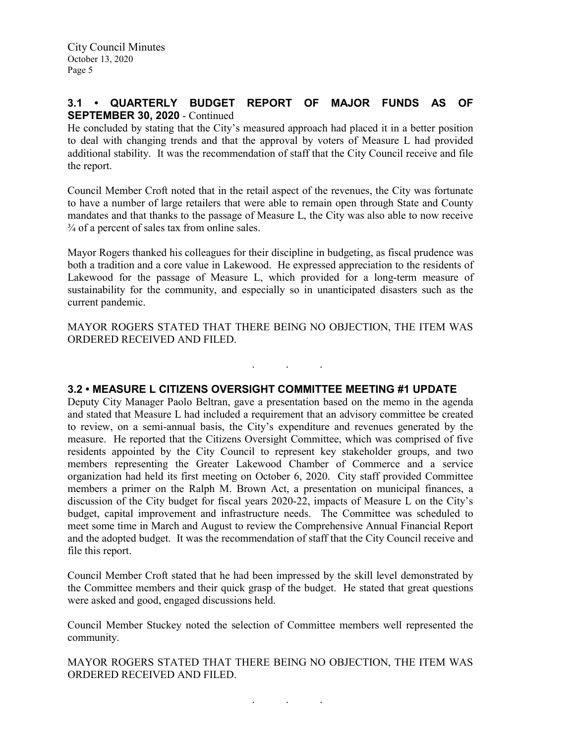### 3.1 • QUARTERLY BUDGET REPORT OF MAJOR FUNDS AS OF SEPTEMBER 30, 2020 - Continued

He concluded by stating that the City's measured approach had placed it in a better position to deal with changing trends and that the approval by voters of Measure L had provided additional stability. It was the recommendation of staff that the City Council receive and file the report.

Council Member Croft noted that in the retail aspect of the revenues, the City was fortunate to have a number of large retailers that were able to remain open through State and County mandates and that thanks to the passage of Measure L, the City was also able to now receive ¾ of a percent of sales tax from online sales.

Mayor Rogers thanked his colleagues for their discipline in budgeting, as fiscal prudence was both a tradition and a core value in Lakewood. He expressed appreciation to the residents of Lakewood for the passage of Measure L, which provided for a long-term measure of sustainability for the community, and especially so in unanticipated disasters such as the current pandemic.

MAYOR ROGERS STATED THAT THERE BEING NO OBJECTION, THE ITEM WAS ORDERED RECEIVED AND FILED.

. . .

### 3.2 • MEASURE L CITIZENS OVERSIGHT COMMITTEE MEETING #1 UPDATE

Deputy City Manager Paolo Beltran, gave a presentation based on the memo in the agenda and stated that Measure L had included a requirement that an advisory committee be created to review, on a semi-annual basis, the City's expenditure and revenues generated by the measure. He reported that the Citizens Oversight Committee, which was comprised of five residents appointed by the City Council to represent key stakeholder groups, and two members representing the Greater Lakewood Chamber of Commerce and a service organization had held its first meeting on October 6, 2020. City staff provided Committee members a primer on the Ralph M. Brown Act, a presentation on municipal finances, a discussion of the City budget for fiscal years 2020-22, impacts of Measure L on the City's budget, capital improvement and infrastructure needs. The Committee was scheduled to meet some time in March and August to review the Comprehensive Annual Financial Report and the adopted budget. It was the recommendation of staff that the City Council receive and file this report.

Council Member Croft stated that he had been impressed by the skill level demonstrated by the Committee members and their quick grasp of the budget. He stated that great questions were asked and good, engaged discussions held.

Council Member Stuckey noted the selection of Committee members well represented the community.

MAYOR ROGERS STATED THAT THERE BEING NO OBJECTION, THE ITEM WAS ORDERED RECEIVED AND FILED.

. . .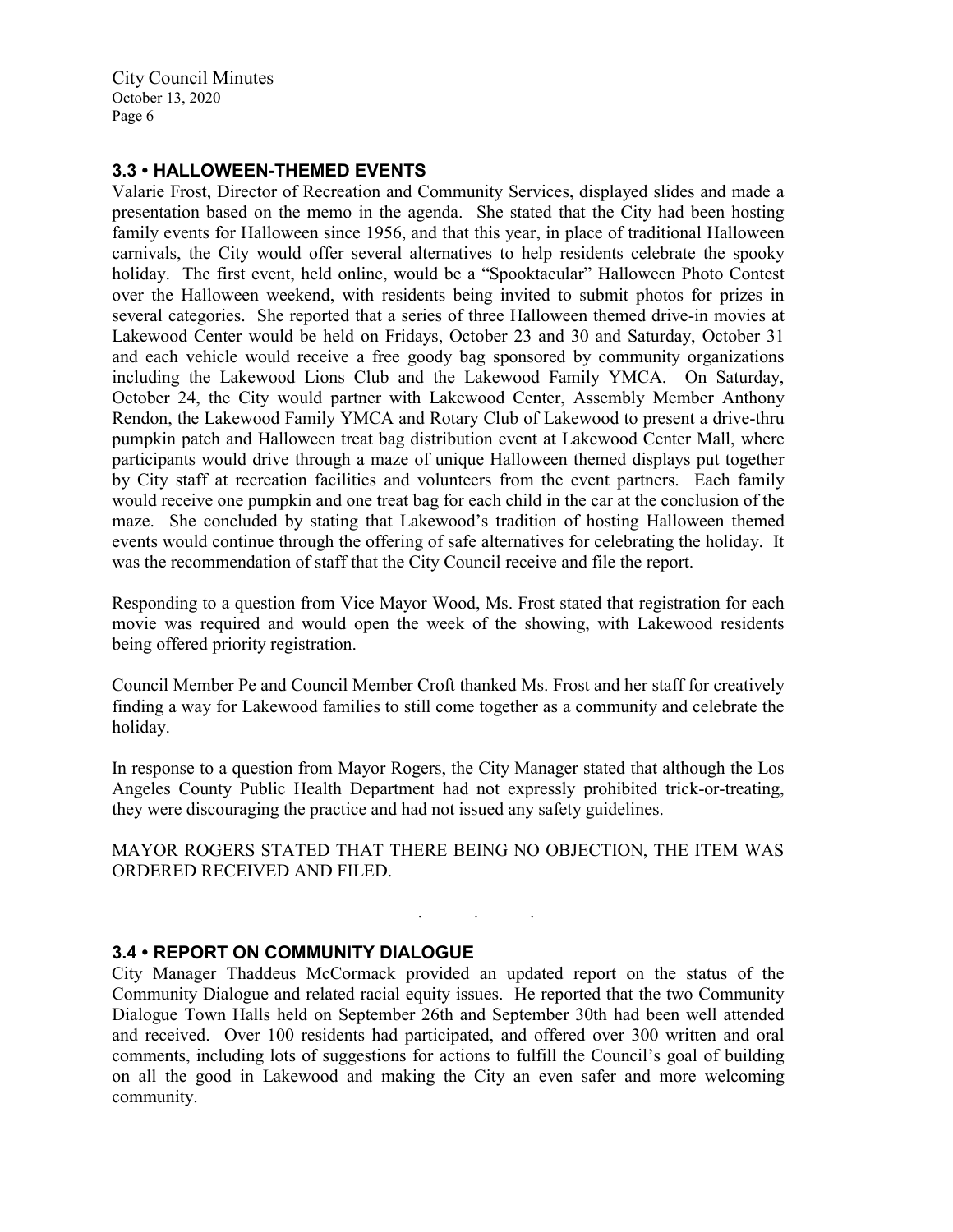### 3.3 • HALLOWEEN-THEMED EVENTS

Valarie Frost, Director of Recreation and Community Services, displayed slides and made a presentation based on the memo in the agenda. She stated that the City had been hosting family events for Halloween since 1956, and that this year, in place of traditional Halloween carnivals, the City would offer several alternatives to help residents celebrate the spooky holiday. The first event, held online, would be a "Spooktacular" Halloween Photo Contest over the Halloween weekend, with residents being invited to submit photos for prizes in several categories. She reported that a series of three Halloween themed drive-in movies at Lakewood Center would be held on Fridays, October 23 and 30 and Saturday, October 31 and each vehicle would receive a free goody bag sponsored by community organizations including the Lakewood Lions Club and the Lakewood Family YMCA. On Saturday, October 24, the City would partner with Lakewood Center, Assembly Member Anthony Rendon, the Lakewood Family YMCA and Rotary Club of Lakewood to present a drive-thru pumpkin patch and Halloween treat bag distribution event at Lakewood Center Mall, where participants would drive through a maze of unique Halloween themed displays put together by City staff at recreation facilities and volunteers from the event partners. Each family would receive one pumpkin and one treat bag for each child in the car at the conclusion of the maze. She concluded by stating that Lakewood's tradition of hosting Halloween themed events would continue through the offering of safe alternatives for celebrating the holiday. It was the recommendation of staff that the City Council receive and file the report.

Responding to a question from Vice Mayor Wood, Ms. Frost stated that registration for each movie was required and would open the week of the showing, with Lakewood residents being offered priority registration.

Council Member Pe and Council Member Croft thanked Ms. Frost and her staff for creatively finding a way for Lakewood families to still come together as a community and celebrate the holiday.

In response to a question from Mayor Rogers, the City Manager stated that although the Los Angeles County Public Health Department had not expressly prohibited trick-or-treating, they were discouraging the practice and had not issued any safety guidelines.

MAYOR ROGERS STATED THAT THERE BEING NO OBJECTION, THE ITEM WAS ORDERED RECEIVED AND FILED.

. . .

### 3.4 • REPORT ON COMMUNITY DIALOGUE

City Manager Thaddeus McCormack provided an updated report on the status of the Community Dialogue and related racial equity issues. He reported that the two Community Dialogue Town Halls held on September 26th and September 30th had been well attended and received. Over 100 residents had participated, and offered over 300 written and oral comments, including lots of suggestions for actions to fulfill the Council's goal of building on all the good in Lakewood and making the City an even safer and more welcoming community.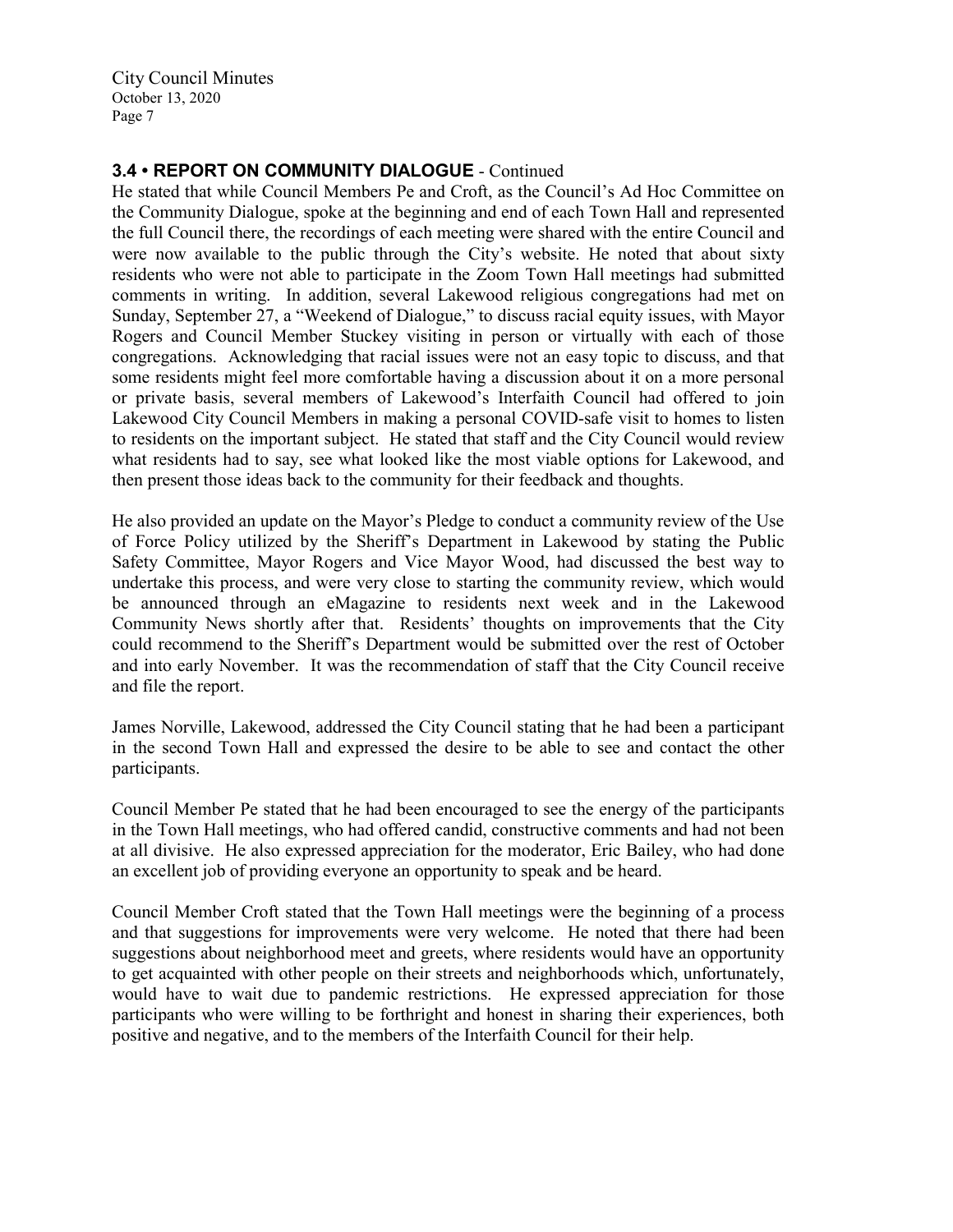### 3.4 • REPORT ON COMMUNITY DIALOGUE - Continued

He stated that while Council Members Pe and Croft, as the Council's Ad Hoc Committee on the Community Dialogue, spoke at the beginning and end of each Town Hall and represented the full Council there, the recordings of each meeting were shared with the entire Council and were now available to the public through the City's website. He noted that about sixty residents who were not able to participate in the Zoom Town Hall meetings had submitted comments in writing. In addition, several Lakewood religious congregations had met on Sunday, September 27, a "Weekend of Dialogue," to discuss racial equity issues, with Mayor Rogers and Council Member Stuckey visiting in person or virtually with each of those congregations. Acknowledging that racial issues were not an easy topic to discuss, and that some residents might feel more comfortable having a discussion about it on a more personal or private basis, several members of Lakewood's Interfaith Council had offered to join Lakewood City Council Members in making a personal COVID-safe visit to homes to listen to residents on the important subject. He stated that staff and the City Council would review what residents had to say, see what looked like the most viable options for Lakewood, and then present those ideas back to the community for their feedback and thoughts.

He also provided an update on the Mayor's Pledge to conduct a community review of the Use of Force Policy utilized by the Sheriff's Department in Lakewood by stating the Public Safety Committee, Mayor Rogers and Vice Mayor Wood, had discussed the best way to undertake this process, and were very close to starting the community review, which would be announced through an eMagazine to residents next week and in the Lakewood Community News shortly after that. Residents' thoughts on improvements that the City could recommend to the Sheriff's Department would be submitted over the rest of October and into early November. It was the recommendation of staff that the City Council receive and file the report.

James Norville, Lakewood, addressed the City Council stating that he had been a participant in the second Town Hall and expressed the desire to be able to see and contact the other participants.

Council Member Pe stated that he had been encouraged to see the energy of the participants in the Town Hall meetings, who had offered candid, constructive comments and had not been at all divisive. He also expressed appreciation for the moderator, Eric Bailey, who had done an excellent job of providing everyone an opportunity to speak and be heard.

Council Member Croft stated that the Town Hall meetings were the beginning of a process and that suggestions for improvements were very welcome. He noted that there had been suggestions about neighborhood meet and greets, where residents would have an opportunity to get acquainted with other people on their streets and neighborhoods which, unfortunately, would have to wait due to pandemic restrictions. He expressed appreciation for those participants who were willing to be forthright and honest in sharing their experiences, both positive and negative, and to the members of the Interfaith Council for their help.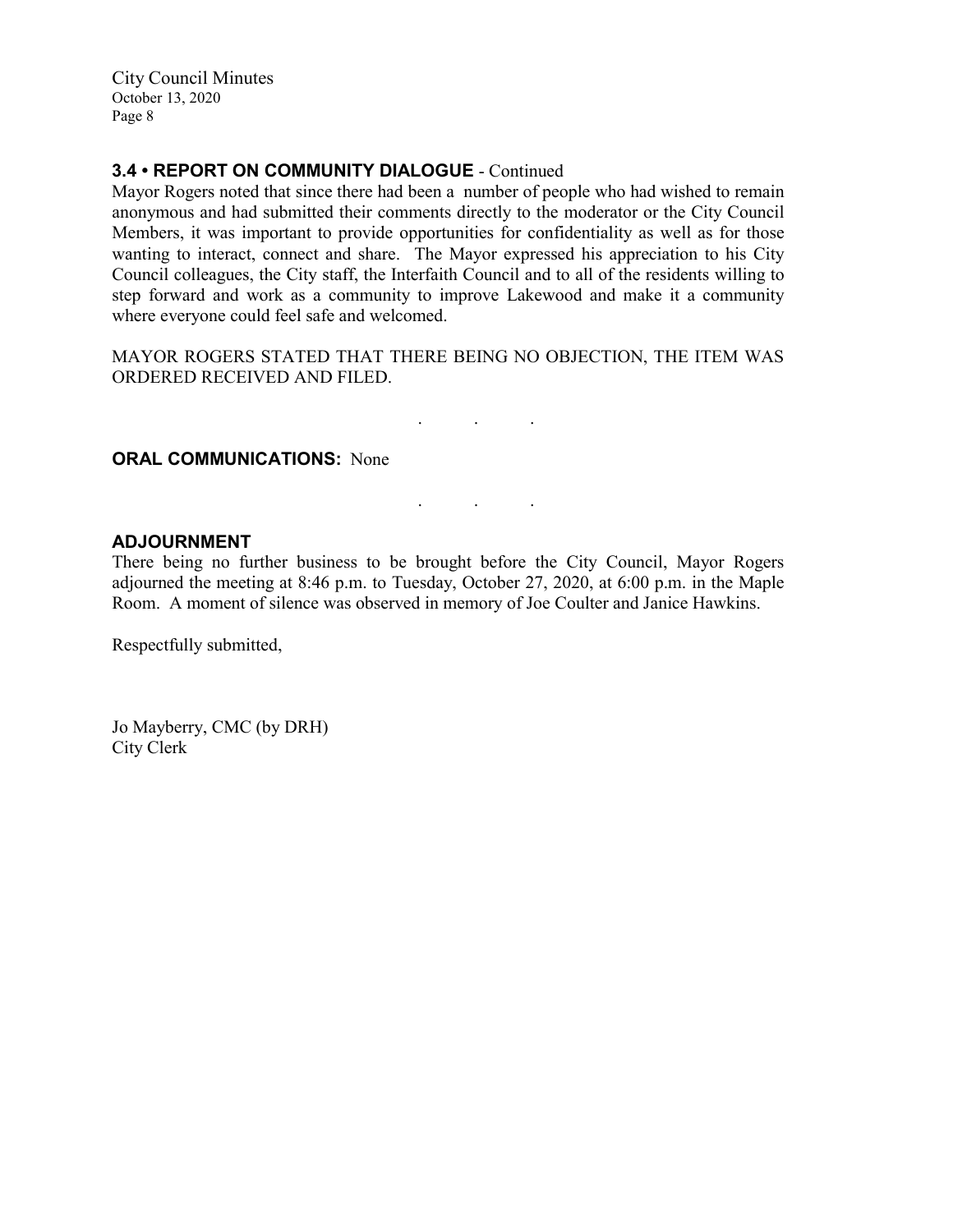### 3.4 • REPORT ON COMMUNITY DIALOGUE - Continued

Mayor Rogers noted that since there had been a number of people who had wished to remain anonymous and had submitted their comments directly to the moderator or the City Council Members, it was important to provide opportunities for confidentiality as well as for those wanting to interact, connect and share. The Mayor expressed his appreciation to his City Council colleagues, the City staff, the Interfaith Council and to all of the residents willing to step forward and work as a community to improve Lakewood and make it a community where everyone could feel safe and welcomed.

MAYOR ROGERS STATED THAT THERE BEING NO OBJECTION, THE ITEM WAS ORDERED RECEIVED AND FILED.

. . .

**ORAL COMMUNICATIONS:** None

. . .

### ADJOURNMENT

There being no further business to be brought before the City Council, Mayor Rogers adjourned the meeting at 8:46 p.m. to Tuesday, October 27, 2020, at 6:00 p.m. in the Maple Room. A moment of silence was observed in memory of Joe Coulter and Janice Hawkins.

Respectfully submitted,

Jo Mayberry, CMC (by DRH)
City Clerk